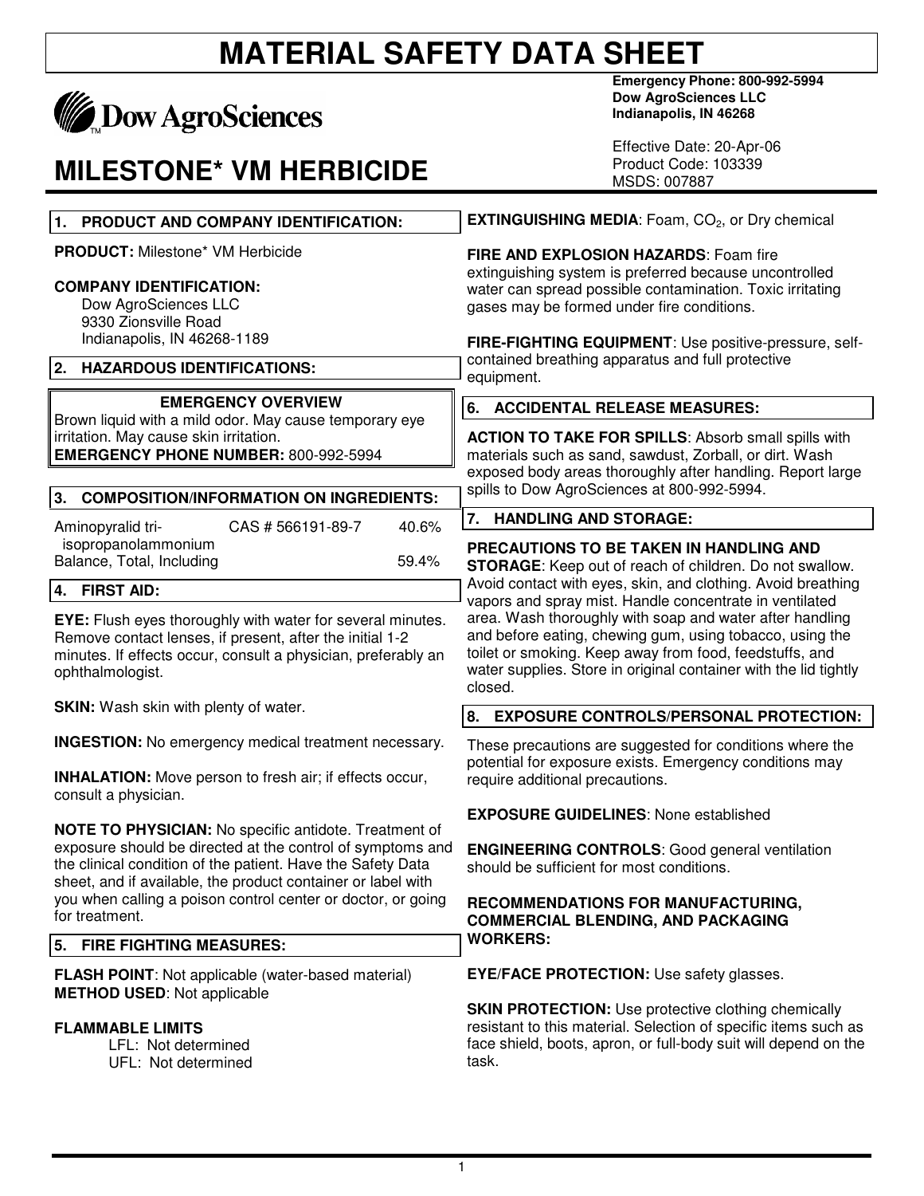# MATERIAL SAFETY DATA SHEET

Dow AgroSciences

**Emergency Phone: 800-992-5994**
**Dow AgroSciences LLC**
**Indianapolis, IN 46268**

Effective Date: 20-Apr-06
Product Code: 103339
MSDS: 007887

# MILESTONE* VM HERBICIDE

## 1. PRODUCT AND COMPANY IDENTIFICATION:

**PRODUCT:** Milestone* VM Herbicide

**COMPANY IDENTIFICATION:**
Dow AgroSciences LLC
9330 Zionsville Road
Indianapolis, IN 46268-1189

## 2. HAZARDOUS IDENTIFICATIONS:

**EMERGENCY OVERVIEW**

Brown liquid with a mild odor. May cause temporary eye irritation. May cause skin irritation.
**EMERGENCY PHONE NUMBER:** 800-992-5994

## 3. COMPOSITION/INFORMATION ON INGREDIENTS:

| | | |
|---|---|---|
| Aminopyralid tri-isopropanolammonium | CAS # 566191-89-7 | 40.6% |
| Balance, Total, Including | | 59.4% |

## 4. FIRST AID:

**EYE:** Flush eyes thoroughly with water for several minutes. Remove contact lenses, if present, after the initial 1-2 minutes. If effects occur, consult a physician, preferably an ophthalmologist.

**SKIN:** Wash skin with plenty of water.

**INGESTION:** No emergency medical treatment necessary.

**INHALATION:** Move person to fresh air; if effects occur, consult a physician.

**NOTE TO PHYSICIAN:** No specific antidote. Treatment of exposure should be directed at the control of symptoms and the clinical condition of the patient. Have the Safety Data sheet, and if available, the product container or label with you when calling a poison control center or doctor, or going for treatment.

## 5. FIRE FIGHTING MEASURES:

**FLASH POINT**: Not applicable (water-based material)
**METHOD USED**: Not applicable

**FLAMMABLE LIMITS**
LFL: Not determined
UFL: Not determined

**EXTINGUISHING MEDIA**: Foam, $CO_2$, or Dry chemical

**FIRE AND EXPLOSION HAZARDS**: Foam fire extinguishing system is preferred because uncontrolled water can spread possible contamination. Toxic irritating gases may be formed under fire conditions.

**FIRE-FIGHTING EQUIPMENT**: Use positive-pressure, self-contained breathing apparatus and full protective equipment.

## 6. ACCIDENTAL RELEASE MEASURES:

**ACTION TO TAKE FOR SPILLS**: Absorb small spills with materials such as sand, sawdust, Zorball, or dirt. Wash exposed body areas thoroughly after handling. Report large spills to Dow AgroSciences at 800-992-5994.

## 7. HANDLING AND STORAGE:

**PRECAUTIONS TO BE TAKEN IN HANDLING AND STORAGE**: Keep out of reach of children. Do not swallow. Avoid contact with eyes, skin, and clothing. Avoid breathing vapors and spray mist. Handle concentrate in ventilated area. Wash thoroughly with soap and water after handling and before eating, chewing gum, using tobacco, using the toilet or smoking. Keep away from food, feedstuffs, and water supplies. Store in original container with the lid tightly closed.

## 8. EXPOSURE CONTROLS/PERSONAL PROTECTION:

These precautions are suggested for conditions where the potential for exposure exists. Emergency conditions may require additional precautions.

**EXPOSURE GUIDELINES**: None established

**ENGINEERING CONTROLS**: Good general ventilation should be sufficient for most conditions.

**RECOMMENDATIONS FOR MANUFACTURING, COMMERCIAL BLENDING, AND PACKAGING WORKERS:**

**EYE/FACE PROTECTION:** Use safety glasses.

**SKIN PROTECTION:** Use protective clothing chemically resistant to this material. Selection of specific items such as face shield, boots, apron, or full-body suit will depend on the task.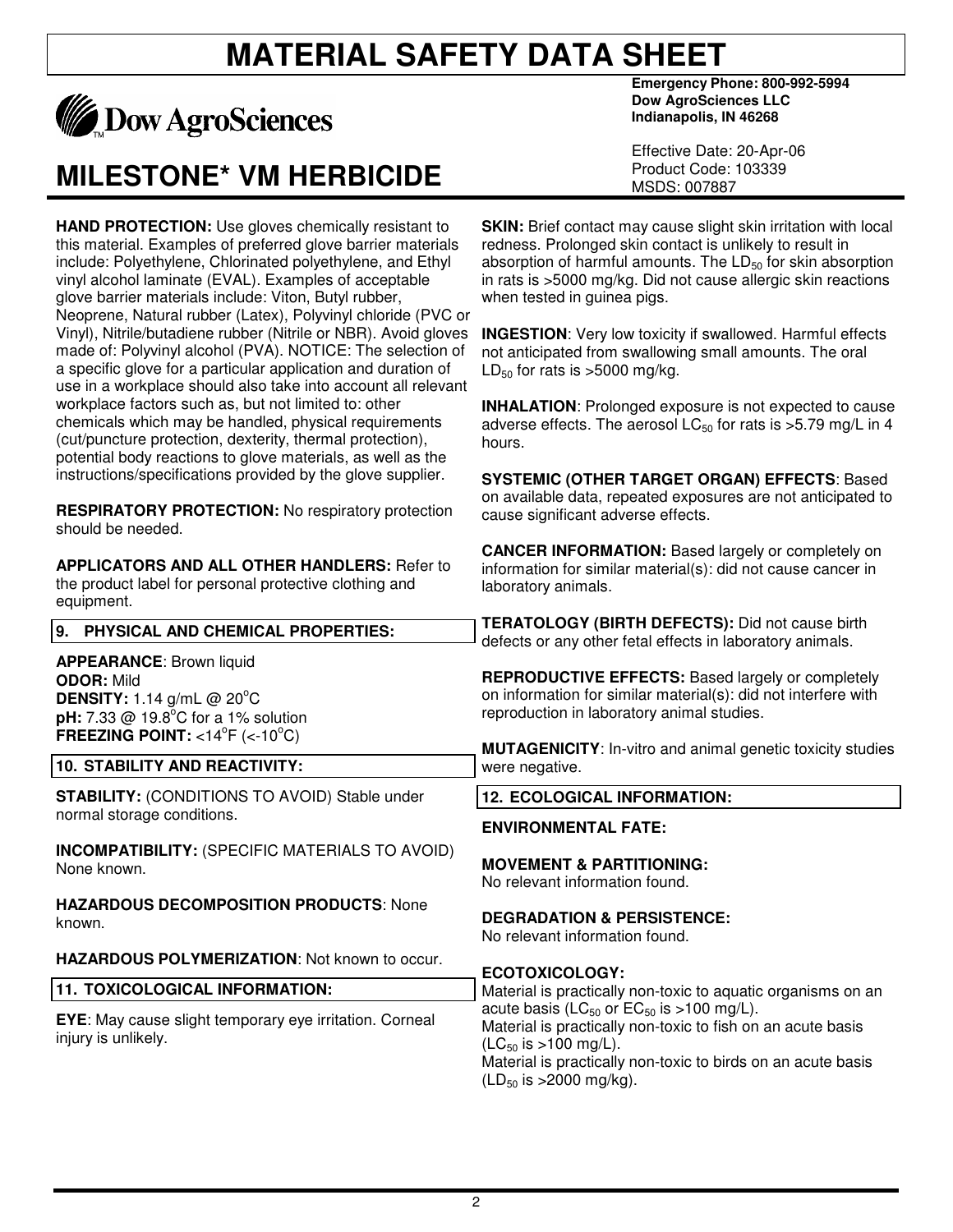# MATERIAL SAFETY DATA SHEET

Dow AgroSciences

**Emergency Phone: 800-992-5994**
**Dow AgroSciences LLC**
**Indianapolis, IN 46268**

Effective Date: 20-Apr-06
Product Code: 103339
MSDS: 007887

## MILESTONE* VM HERBICIDE

**HAND PROTECTION:** Use gloves chemically resistant to this material. Examples of preferred glove barrier materials include: Polyethylene, Chlorinated polyethylene, and Ethyl vinyl alcohol laminate (EVAL). Examples of acceptable glove barrier materials include: Viton, Butyl rubber, Neoprene, Natural rubber (Latex), Polyvinyl chloride (PVC or Vinyl), Nitrile/butadiene rubber (Nitrile or NBR). Avoid gloves made of: Polyvinyl alcohol (PVA). NOTICE: The selection of a specific glove for a particular application and duration of use in a workplace should also take into account all relevant workplace factors such as, but not limited to: other chemicals which may be handled, physical requirements (cut/puncture protection, dexterity, thermal protection), potential body reactions to glove materials, as well as the instructions/specifications provided by the glove supplier.

**RESPIRATORY PROTECTION:** No respiratory protection should be needed.

**APPLICATORS AND ALL OTHER HANDLERS:** Refer to the product label for personal protective clothing and equipment.

### 9. PHYSICAL AND CHEMICAL PROPERTIES:

**APPEARANCE**: Brown liquid
**ODOR:** Mild
**DENSITY:** 1.14 g/mL @ 20$^{o}$C
**pH:** 7.33 @ 19.8$^{o}$C for a 1% solution
**FREEZING POINT:** <14$^{o}$F (<-10$^{o}$C)

### 10. STABILITY AND REACTIVITY:

**STABILITY:** (CONDITIONS TO AVOID) Stable under normal storage conditions.

**INCOMPATIBILITY:** (SPECIFIC MATERIALS TO AVOID) None known.

**HAZARDOUS DECOMPOSITION PRODUCTS**: None known.

**HAZARDOUS POLYMERIZATION**: Not known to occur.

### 11. TOXICOLOGICAL INFORMATION:

**EYE**: May cause slight temporary eye irritation. Corneal injury is unlikely.

**SKIN:** Brief contact may cause slight skin irritation with local redness. Prolonged skin contact is unlikely to result in absorption of harmful amounts. The $LD_{50}$ for skin absorption in rats is >5000 mg/kg. Did not cause allergic skin reactions when tested in guinea pigs.

**INGESTION**: Very low toxicity if swallowed. Harmful effects not anticipated from swallowing small amounts. The oral $LD_{50}$ for rats is >5000 mg/kg.

**INHALATION**: Prolonged exposure is not expected to cause adverse effects. The aerosol $LC_{50}$ for rats is >5.79 mg/L in 4 hours.

**SYSTEMIC (OTHER TARGET ORGAN) EFFECTS**: Based on available data, repeated exposures are not anticipated to cause significant adverse effects.

**CANCER INFORMATION:** Based largely or completely on information for similar material(s): did not cause cancer in laboratory animals.

**TERATOLOGY (BIRTH DEFECTS):** Did not cause birth defects or any other fetal effects in laboratory animals.

**REPRODUCTIVE EFFECTS:** Based largely or completely on information for similar material(s): did not interfere with reproduction in laboratory animal studies.

**MUTAGENICITY**: In-vitro and animal genetic toxicity studies were negative.

### 12. ECOLOGICAL INFORMATION:

**ENVIRONMENTAL FATE:**

**MOVEMENT & PARTITIONING:**
No relevant information found.

**DEGRADATION & PERSISTENCE:**
No relevant information found.

**ECOTOXICOLOGY:**
Material is practically non-toxic to aquatic organisms on an acute basis ($LC_{50}$ or $EC_{50}$ is >100 mg/L).
Material is practically non-toxic to fish on an acute basis ($LC_{50}$ is >100 mg/L).
Material is practically non-toxic to birds on an acute basis ($LD_{50}$ is >2000 mg/kg).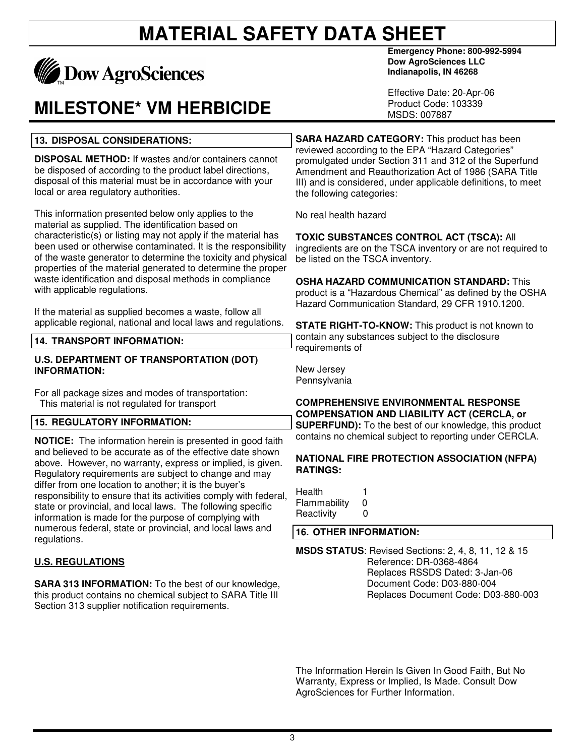# MATERIAL SAFETY DATA SHEET

Dow AgroSciences

**Emergency Phone: 800-992-5994**
**Dow AgroSciences LLC**
**Indianapolis, IN 46268**

Effective Date: 20-Apr-06
Product Code: 103339
MSDS: 007887

# MILESTONE* VM HERBICIDE

## 13. DISPOSAL CONSIDERATIONS:

**DISPOSAL METHOD:** If wastes and/or containers cannot be disposed of according to the product label directions, disposal of this material must be in accordance with your local or area regulatory authorities.

This information presented below only applies to the material as supplied. The identification based on characteristic(s) or listing may not apply if the material has been used or otherwise contaminated. It is the responsibility of the waste generator to determine the toxicity and physical properties of the material generated to determine the proper waste identification and disposal methods in compliance with applicable regulations.

If the material as supplied becomes a waste, follow all applicable regional, national and local laws and regulations.

## 14. TRANSPORT INFORMATION:

**U.S. DEPARTMENT OF TRANSPORTATION (DOT) INFORMATION:**

For all package sizes and modes of transportation:
This material is not regulated for transport

## 15. REGULATORY INFORMATION:

**NOTICE:** The information herein is presented in good faith and believed to be accurate as of the effective date shown above. However, no warranty, express or implied, is given. Regulatory requirements are subject to change and may differ from one location to another; it is the buyer's responsibility to ensure that its activities comply with federal, state or provincial, and local laws. The following specific information is made for the purpose of complying with numerous federal, state or provincial, and local laws and regulations.

**U.S. REGULATIONS**

**SARA 313 INFORMATION:** To the best of our knowledge, this product contains no chemical subject to SARA Title III Section 313 supplier notification requirements.

**SARA HAZARD CATEGORY:** This product has been reviewed according to the EPA "Hazard Categories" promulgated under Section 311 and 312 of the Superfund Amendment and Reauthorization Act of 1986 (SARA Title III) and is considered, under applicable definitions, to meet the following categories:

No real health hazard

**TOXIC SUBSTANCES CONTROL ACT (TSCA):** All ingredients are on the TSCA inventory or are not required to be listed on the TSCA inventory.

**OSHA HAZARD COMMUNICATION STANDARD:** This product is a "Hazardous Chemical" as defined by the OSHA Hazard Communication Standard, 29 CFR 1910.1200.

**STATE RIGHT-TO-KNOW:** This product is not known to contain any substances subject to the disclosure requirements of

New Jersey
Pennsylvania

**COMPREHENSIVE ENVIRONMENTAL RESPONSE COMPENSATION AND LIABILITY ACT (CERCLA, or SUPERFUND):** To the best of our knowledge, this product contains no chemical subject to reporting under CERCLA.

**NATIONAL FIRE PROTECTION ASSOCIATION (NFPA) RATINGS:**

| | |
|---|---|
| Health | 1 |
| Flammability | 0 |
| Reactivity | 0 |

## 16. OTHER INFORMATION:

**MSDS STATUS**: Revised Sections: 2, 4, 8, 11, 12 & 15
Reference: DR-0368-4864
Replaces RSSDS Dated: 3-Jan-06
Document Code: D03-880-004
Replaces Document Code: D03-880-003

The Information Herein Is Given In Good Faith, But No Warranty, Express or Implied, Is Made. Consult Dow AgroSciences for Further Information.